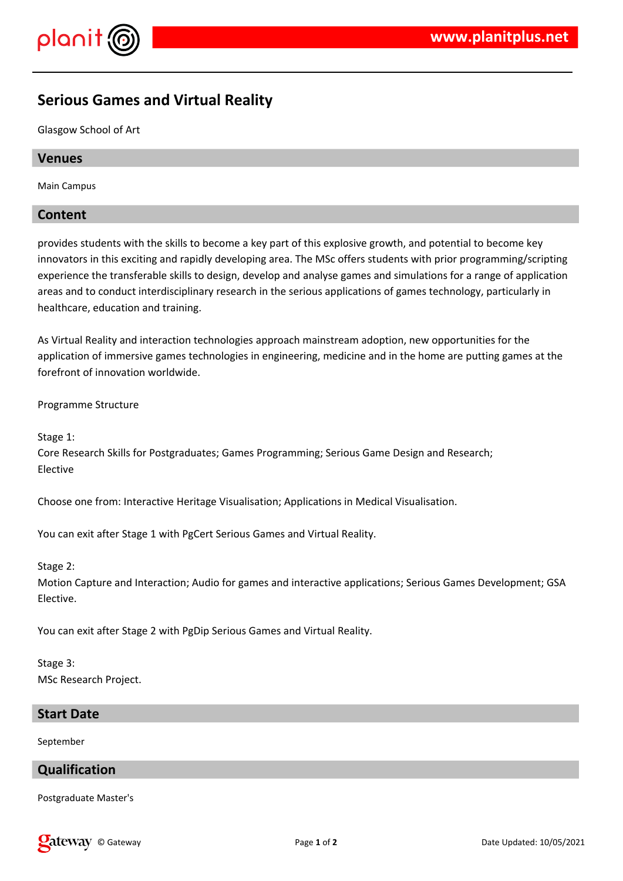# Serious Games and Virtual Reality

Glasgow School of Art

## Venues

Main Campus

## Content

provides students with the skills to become a key part of this explosive growth, and potential to become key innovators in this exciting and rapidly developing area. The MSc offers students with prior programming/scripting experience the transferable skills to design, develop and analyse games and simulations for a range of application areas and to conduct interdisciplinary research in the serious applications of games technology, particularly in healthcare, education and training.

As Virtual Reality and interaction technologies approach mainstream adoption, new opportunities for the application of immersive games technologies in engineering, medicine and in the home are putting games at the forefront of innovation worldwide.

Programme Structure

Stage 1:
Core Research Skills for Postgraduates; Games Programming; Serious Game Design and Research; Elective

Choose one from: Interactive Heritage Visualisation; Applications in Medical Visualisation.

You can exit after Stage 1 with PgCert Serious Games and Virtual Reality.

Stage 2:
Motion Capture and Interaction; Audio for games and interactive applications; Serious Games Development; GSA Elective.

You can exit after Stage 2 with PgDip Serious Games and Virtual Reality.

Stage 3:
MSc Research Project.

## Start Date

September

## Qualification

Postgraduate Master's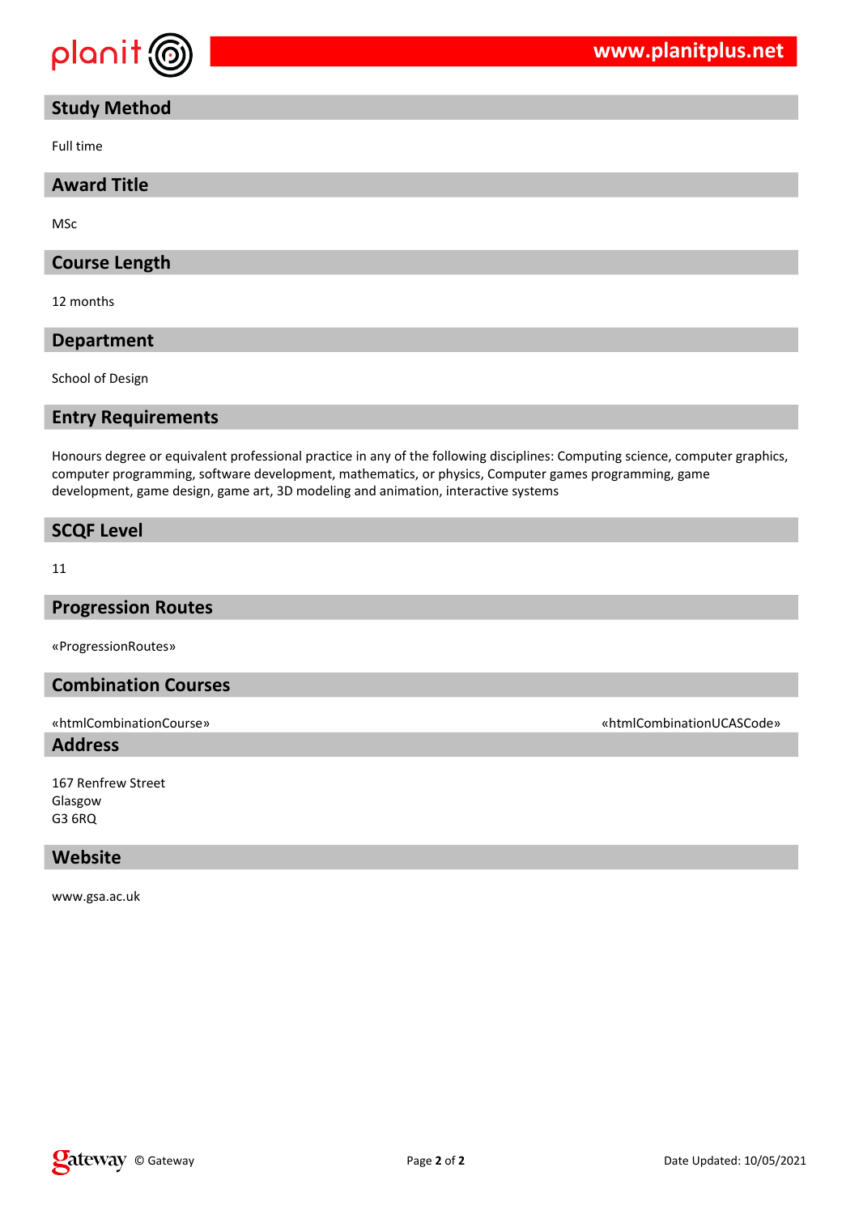## Study Method

Full time

## Award Title

MSc

## Course Length

12 months

## Department

School of Design

## Entry Requirements

Honours degree or equivalent professional practice in any of the following disciplines: Computing science, computer graphics, computer programming, software development, mathematics, or physics, Computer games programming, game development, game design, game art, 3D modeling and animation, interactive systems

## SCQF Level

11

## Progression Routes

«ProgressionRoutes»

## Combination Courses

«htmlCombinationCourse» «htmlCombinationUCASCode»

## Address

167 Renfrew Street
Glasgow
G3 6RQ

## Website

www.gsa.ac.uk